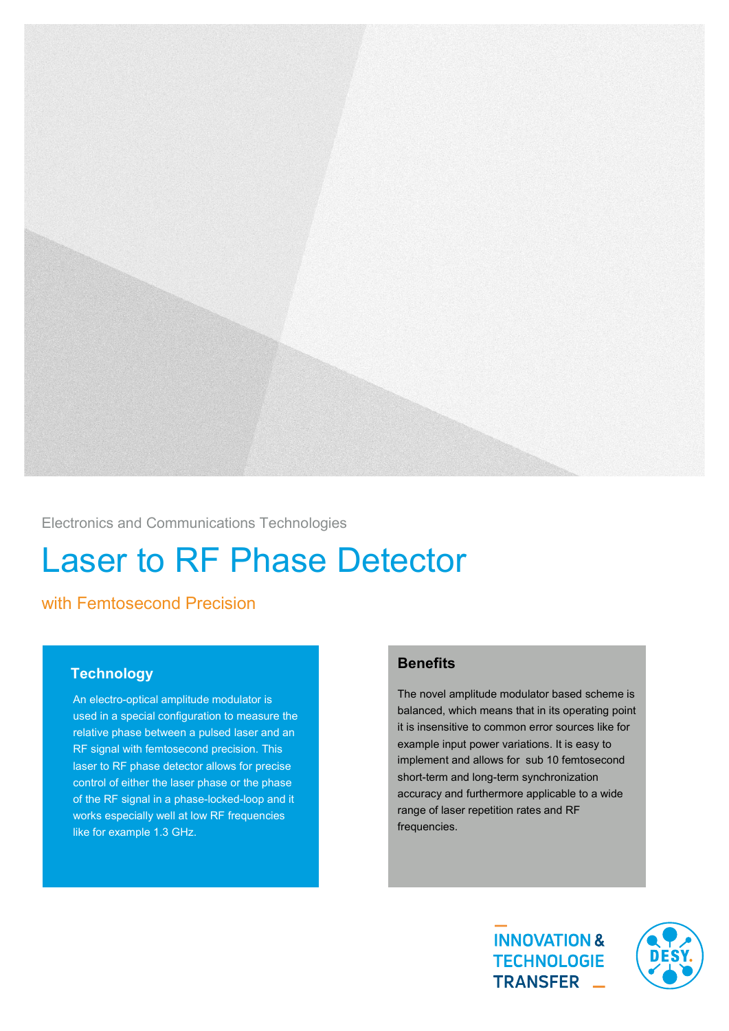Electronics and Communications Technologies

# Laser to RF Phase Detector

## with Femtosecond Precision

### Technology

An electro-optical amplitude modulator is used in a special configuration to measure the relative phase between a pulsed laser and an RF signal with femtosecond precision. This laser to RF phase detector allows for precise control of either the laser phase or the phase of the RF signal in a phase-locked-loop and it works especially well at low RF frequencies like for example 1.3 GHz.

### Benefits

The novel amplitude modulator based scheme is balanced, which means that in its operating point it is insensitive to common error sources like for example input power variations. It is easy to implement and allows for sub 10 femtosecond short-term and long-term synchronization accuracy and furthermore applicable to a wide range of laser repetition rates and RF frequencies.

INNOVATION & TECHNOLOGIE TRANSFER

DESY.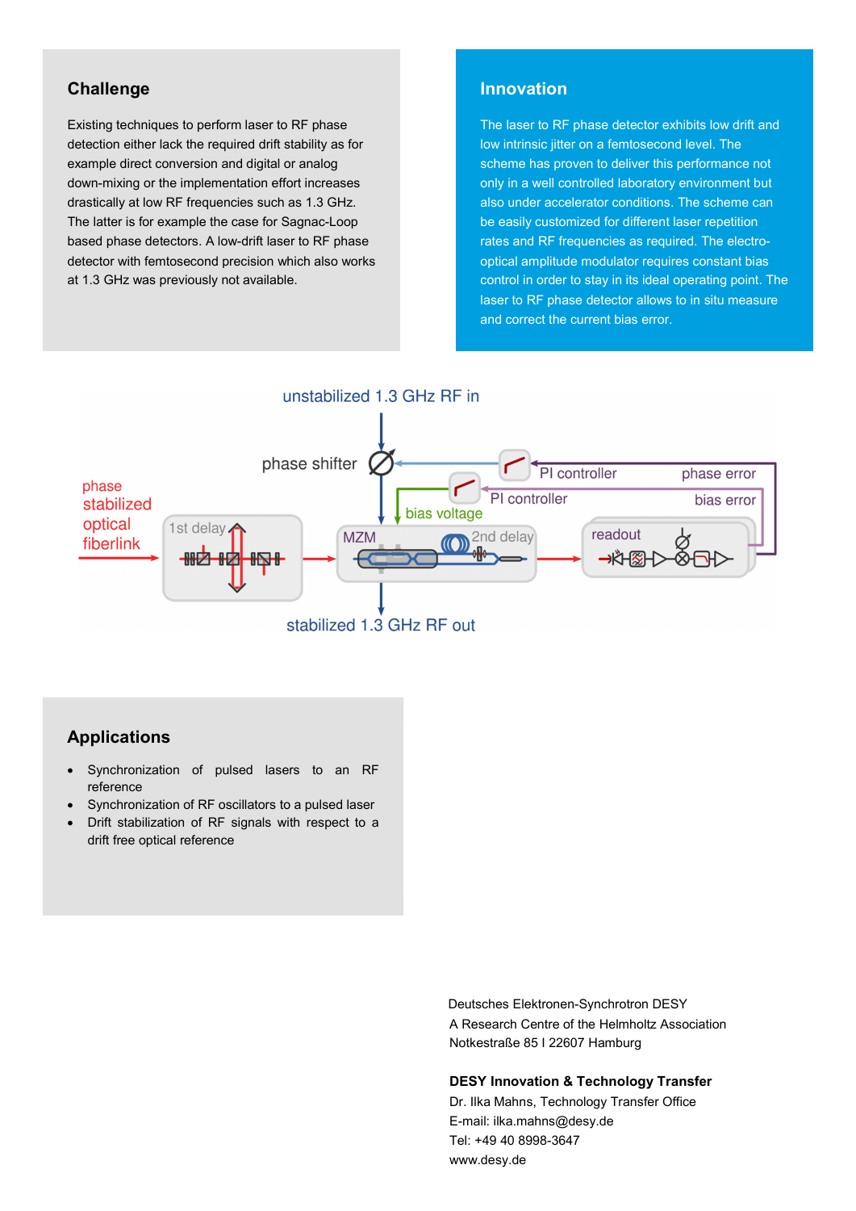## Challenge

Existing techniques to perform laser to RF phase detection either lack the required drift stability as for example direct conversion and digital or analog down-mixing or the implementation effort increases drastically at low RF frequencies such as 1.3 GHz. The latter is for example the case for Sagnac-Loop based phase detectors. A low-drift laser to RF phase detector with femtosecond precision which also works at 1.3 GHz was previously not available.

## Innovation

The laser to RF phase detector exhibits low drift and low intrinsic jitter on a femtosecond level. The scheme has proven to deliver this performance not only in a well controlled laboratory environment but also under accelerator conditions. The scheme can be easily customized for different laser repetition rates and RF frequencies as required. The electro-optical amplitude modulator requires constant bias control in order to stay in its ideal operating point. The laser to RF phase detector allows to in situ measure and correct the current bias error.

unstabilized 1.3 GHz RF in

phase shifter

PI controller

phase error

PI controller

bias error

bias voltage

phase stabilized optical fiberlink

1st delay

MZM

2nd delay

readout

stabilized 1.3 GHz RF out

## Applications

- Synchronization of pulsed lasers to an RF reference
- Synchronization of RF oscillators to a pulsed laser
- Drift stabilization of RF signals with respect to a drift free optical reference

Deutsches Elektronen-Synchrotron DESY
A Research Centre of the Helmholtz Association
Notkestraße 85 I 22607 Hamburg

**DESY Innovation & Technology Transfer**
Dr. Ilka Mahns, Technology Transfer Office
E-mail: ilka.mahns@desy.de
Tel: +49 40 8998-3647
www.desy.de